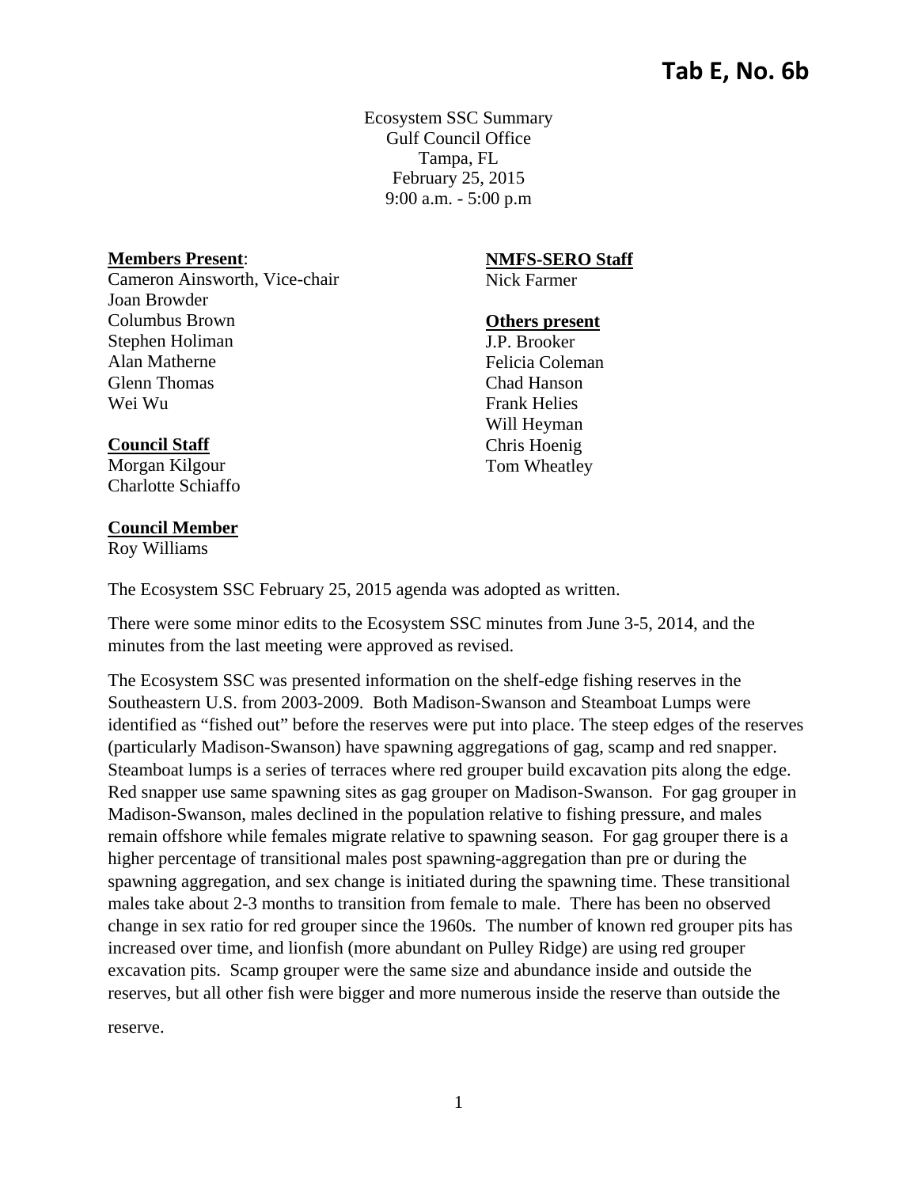**Tab E, No. 6b**

Ecosystem SSC Summary
Gulf Council Office
Tampa, FL
February 25, 2015
9:00 a.m. - 5:00 p.m

**Members Present**:
Cameron Ainsworth, Vice-chair
Joan Browder
Columbus Brown
Stephen Holiman
Alan Matherne
Glenn Thomas
Wei Wu

**Council Staff**
Morgan Kilgour
Charlotte Schiaffo

**Council Member**
Roy Williams

**NMFS-SERO Staff**
Nick Farmer

**Others present**
J.P. Brooker
Felicia Coleman
Chad Hanson
Frank Helies
Will Heyman
Chris Hoenig
Tom Wheatley

The Ecosystem SSC February 25, 2015 agenda was adopted as written.

There were some minor edits to the Ecosystem SSC minutes from June 3-5, 2014, and the minutes from the last meeting were approved as revised.

The Ecosystem SSC was presented information on the shelf-edge fishing reserves in the Southeastern U.S. from 2003-2009. Both Madison-Swanson and Steamboat Lumps were identified as "fished out" before the reserves were put into place. The steep edges of the reserves (particularly Madison-Swanson) have spawning aggregations of gag, scamp and red snapper. Steamboat lumps is a series of terraces where red grouper build excavation pits along the edge. Red snapper use same spawning sites as gag grouper on Madison-Swanson. For gag grouper in Madison-Swanson, males declined in the population relative to fishing pressure, and males remain offshore while females migrate relative to spawning season. For gag grouper there is a higher percentage of transitional males post spawning-aggregation than pre or during the spawning aggregation, and sex change is initiated during the spawning time. These transitional males take about 2-3 months to transition from female to male. There has been no observed change in sex ratio for red grouper since the 1960s. The number of known red grouper pits has increased over time, and lionfish (more abundant on Pulley Ridge) are using red grouper excavation pits. Scamp grouper were the same size and abundance inside and outside the reserves, but all other fish were bigger and more numerous inside the reserve than outside the reserve.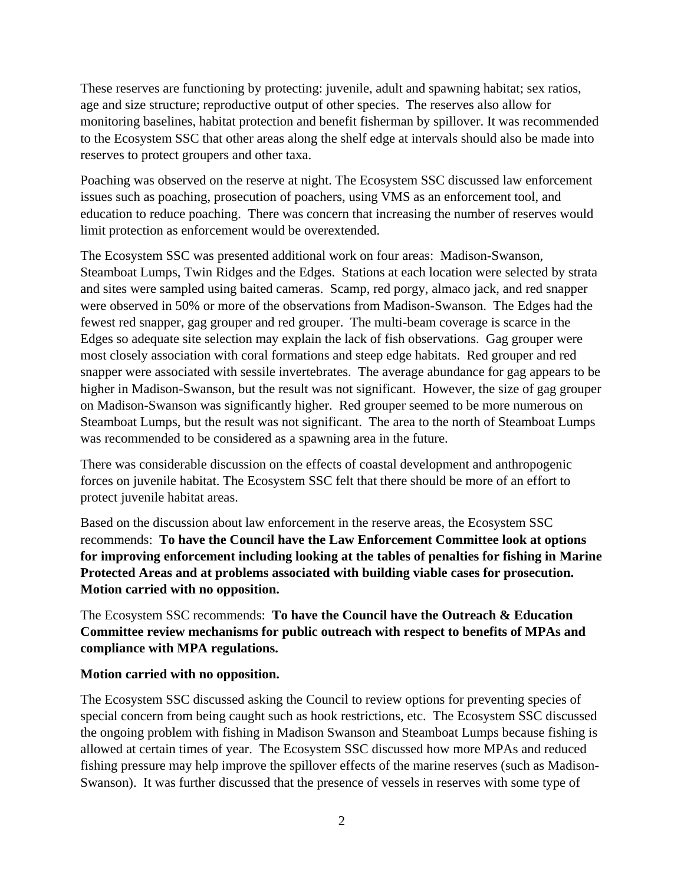These reserves are functioning by protecting: juvenile, adult and spawning habitat; sex ratios, age and size structure; reproductive output of other species. The reserves also allow for monitoring baselines, habitat protection and benefit fisherman by spillover. It was recommended to the Ecosystem SSC that other areas along the shelf edge at intervals should also be made into reserves to protect groupers and other taxa.

Poaching was observed on the reserve at night. The Ecosystem SSC discussed law enforcement issues such as poaching, prosecution of poachers, using VMS as an enforcement tool, and education to reduce poaching. There was concern that increasing the number of reserves would limit protection as enforcement would be overextended.

The Ecosystem SSC was presented additional work on four areas: Madison-Swanson, Steamboat Lumps, Twin Ridges and the Edges. Stations at each location were selected by strata and sites were sampled using baited cameras. Scamp, red porgy, almaco jack, and red snapper were observed in 50% or more of the observations from Madison-Swanson. The Edges had the fewest red snapper, gag grouper and red grouper. The multi-beam coverage is scarce in the Edges so adequate site selection may explain the lack of fish observations. Gag grouper were most closely association with coral formations and steep edge habitats. Red grouper and red snapper were associated with sessile invertebrates. The average abundance for gag appears to be higher in Madison-Swanson, but the result was not significant. However, the size of gag grouper on Madison-Swanson was significantly higher. Red grouper seemed to be more numerous on Steamboat Lumps, but the result was not significant. The area to the north of Steamboat Lumps was recommended to be considered as a spawning area in the future.

There was considerable discussion on the effects of coastal development and anthropogenic forces on juvenile habitat. The Ecosystem SSC felt that there should be more of an effort to protect juvenile habitat areas.

Based on the discussion about law enforcement in the reserve areas, the Ecosystem SSC recommends: **To have the Council have the Law Enforcement Committee look at options for improving enforcement including looking at the tables of penalties for fishing in Marine Protected Areas and at problems associated with building viable cases for prosecution. Motion carried with no opposition.**

The Ecosystem SSC recommends: **To have the Council have the Outreach & Education Committee review mechanisms for public outreach with respect to benefits of MPAs and compliance with MPA regulations.**

**Motion carried with no opposition.**

The Ecosystem SSC discussed asking the Council to review options for preventing species of special concern from being caught such as hook restrictions, etc. The Ecosystem SSC discussed the ongoing problem with fishing in Madison Swanson and Steamboat Lumps because fishing is allowed at certain times of year. The Ecosystem SSC discussed how more MPAs and reduced fishing pressure may help improve the spillover effects of the marine reserves (such as Madison-Swanson). It was further discussed that the presence of vessels in reserves with some type of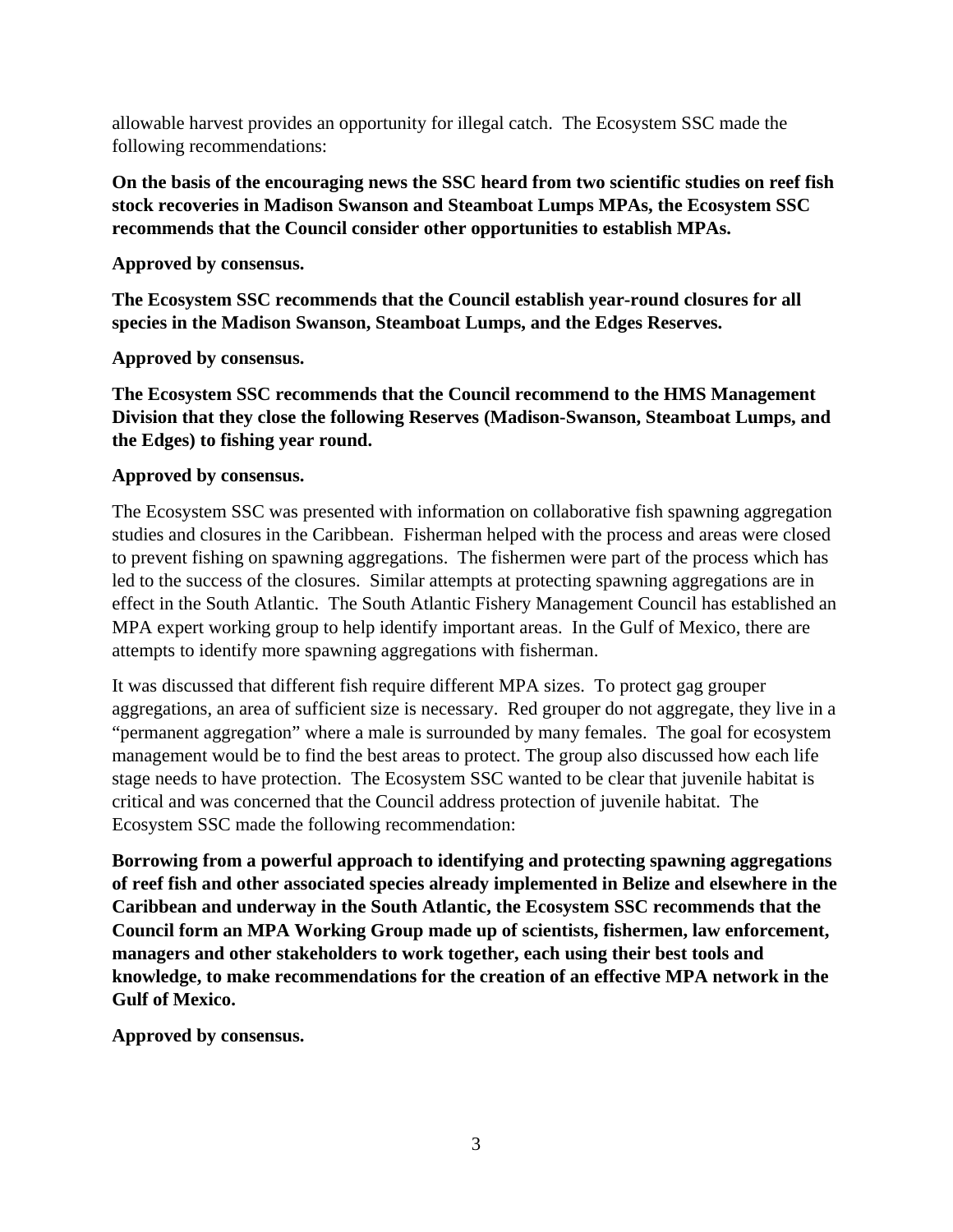allowable harvest provides an opportunity for illegal catch. The Ecosystem SSC made the following recommendations:

**On the basis of the encouraging news the SSC heard from two scientific studies on reef fish stock recoveries in Madison Swanson and Steamboat Lumps MPAs, the Ecosystem SSC recommends that the Council consider other opportunities to establish MPAs.**

**Approved by consensus.**

**The Ecosystem SSC recommends that the Council establish year-round closures for all species in the Madison Swanson, Steamboat Lumps, and the Edges Reserves.**

**Approved by consensus.**

**The Ecosystem SSC recommends that the Council recommend to the HMS Management Division that they close the following Reserves (Madison-Swanson, Steamboat Lumps, and the Edges) to fishing year round.**

**Approved by consensus.**

The Ecosystem SSC was presented with information on collaborative fish spawning aggregation studies and closures in the Caribbean. Fisherman helped with the process and areas were closed to prevent fishing on spawning aggregations. The fishermen were part of the process which has led to the success of the closures. Similar attempts at protecting spawning aggregations are in effect in the South Atlantic. The South Atlantic Fishery Management Council has established an MPA expert working group to help identify important areas. In the Gulf of Mexico, there are attempts to identify more spawning aggregations with fisherman.

It was discussed that different fish require different MPA sizes. To protect gag grouper aggregations, an area of sufficient size is necessary. Red grouper do not aggregate, they live in a "permanent aggregation" where a male is surrounded by many females. The goal for ecosystem management would be to find the best areas to protect. The group also discussed how each life stage needs to have protection. The Ecosystem SSC wanted to be clear that juvenile habitat is critical and was concerned that the Council address protection of juvenile habitat. The Ecosystem SSC made the following recommendation:

**Borrowing from a powerful approach to identifying and protecting spawning aggregations of reef fish and other associated species already implemented in Belize and elsewhere in the Caribbean and underway in the South Atlantic, the Ecosystem SSC recommends that the Council form an MPA Working Group made up of scientists, fishermen, law enforcement, managers and other stakeholders to work together, each using their best tools and knowledge, to make recommendations for the creation of an effective MPA network in the Gulf of Mexico.**

**Approved by consensus.**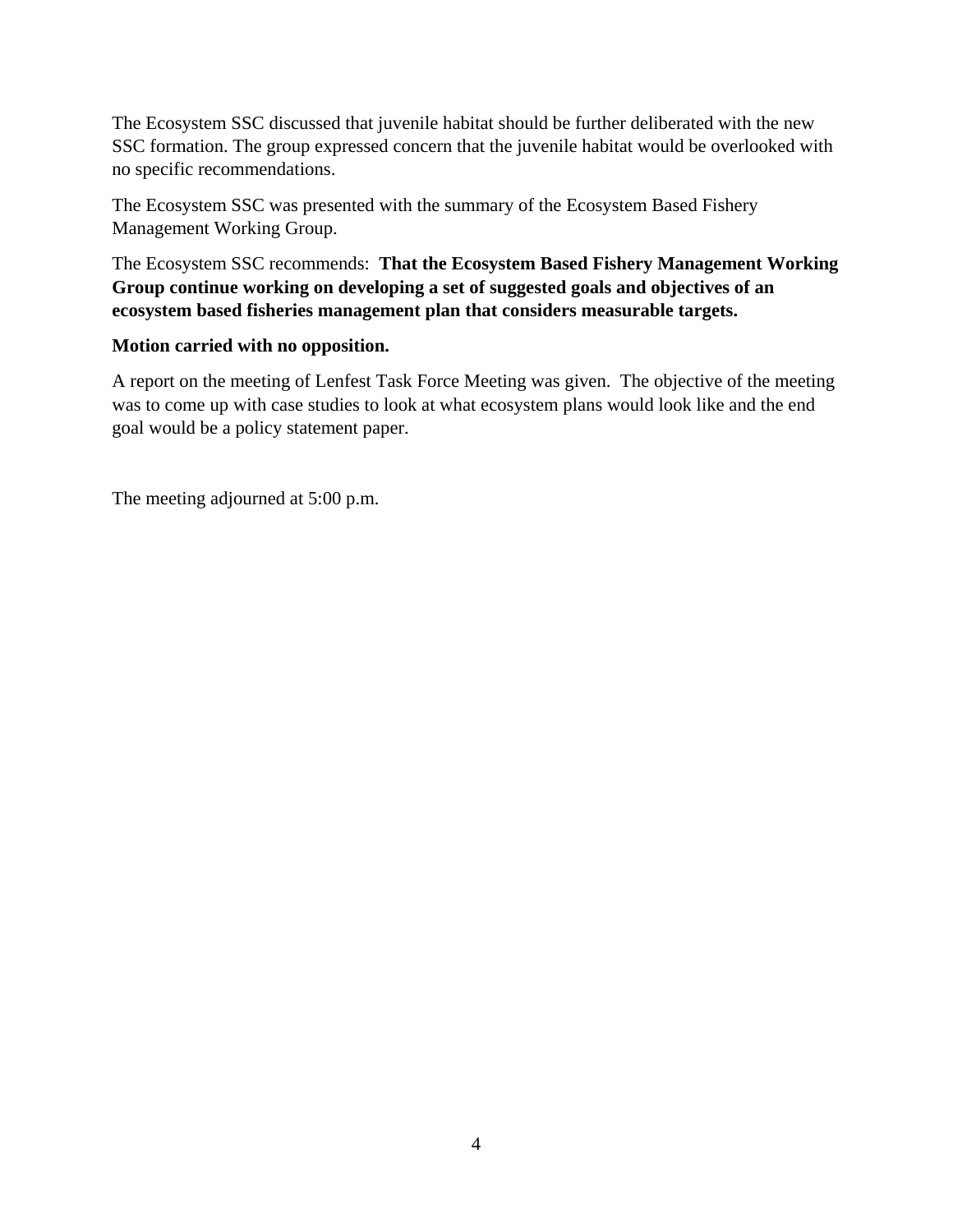The Ecosystem SSC discussed that juvenile habitat should be further deliberated with the new SSC formation. The group expressed concern that the juvenile habitat would be overlooked with no specific recommendations.

The Ecosystem SSC was presented with the summary of the Ecosystem Based Fishery Management Working Group.

The Ecosystem SSC recommends: **That the Ecosystem Based Fishery Management Working Group continue working on developing a set of suggested goals and objectives of an ecosystem based fisheries management plan that considers measurable targets.**

**Motion carried with no opposition.**

A report on the meeting of Lenfest Task Force Meeting was given. The objective of the meeting was to come up with case studies to look at what ecosystem plans would look like and the end goal would be a policy statement paper.

The meeting adjourned at 5:00 p.m.